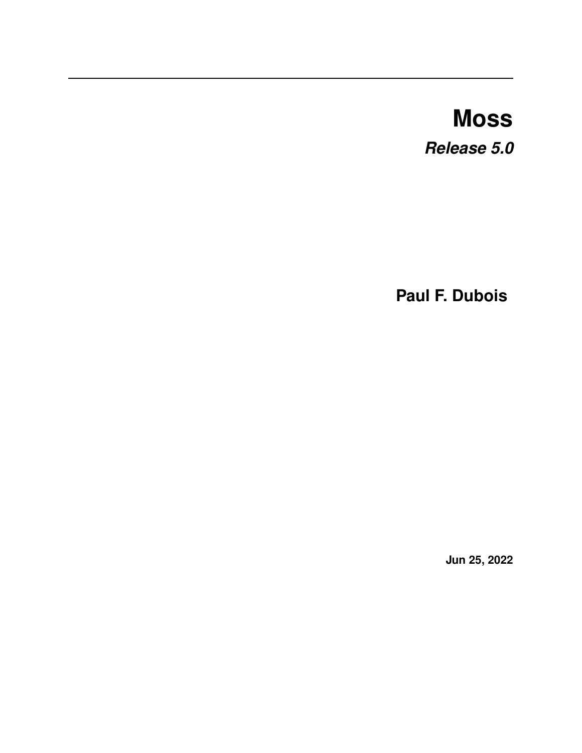# Moss

***Release 5.0***

**Paul F. Dubois**

**Jun 25, 2022**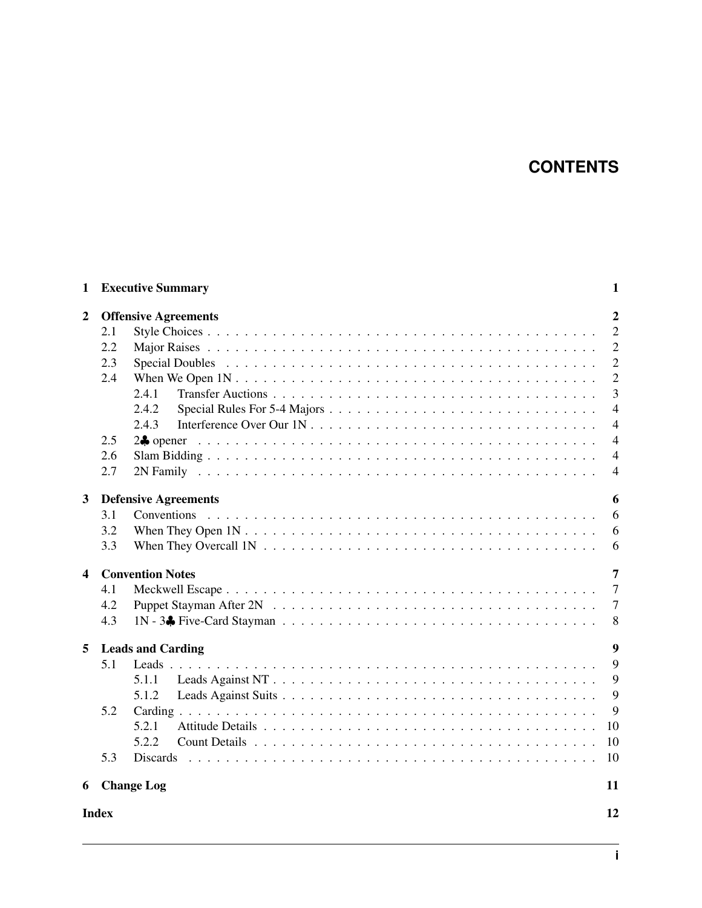# CONTENTS

- **1 Executive Summary** — **1**
- **2 Offensive Agreements** — **2**
  - 2.1 Style Choices — 2
  - 2.2 Major Raises — 2
  - 2.3 Special Doubles — 2
  - 2.4 When We Open 1N — 2
    - 2.4.1 Transfer Auctions — 3
    - 2.4.2 Special Rules For 5-4 Majors — 4
    - 2.4.3 Interference Over Our 1N — 4
  - 2.5 2♣ opener — 4
  - 2.6 Slam Bidding — 4
  - 2.7 2N Family — 4
- **3 Defensive Agreements** — **6**
  - 3.1 Conventions — 6
  - 3.2 When They Open 1N — 6
  - 3.3 When They Overcall 1N — 6
- **4 Convention Notes** — **7**
  - 4.1 Meckwell Escape — 7
  - 4.2 Puppet Stayman After 2N — 7
  - 4.3 1N - 3♣ Five-Card Stayman — 8
- **5 Leads and Carding** — **9**
  - 5.1 Leads — 9
    - 5.1.1 Leads Against NT — 9
    - 5.1.2 Leads Against Suits — 9
  - 5.2 Carding — 9
    - 5.2.1 Attitude Details — 10
    - 5.2.2 Count Details — 10
  - 5.3 Discards — 10
- **6 Change Log** — **11**
- **Index** — **12**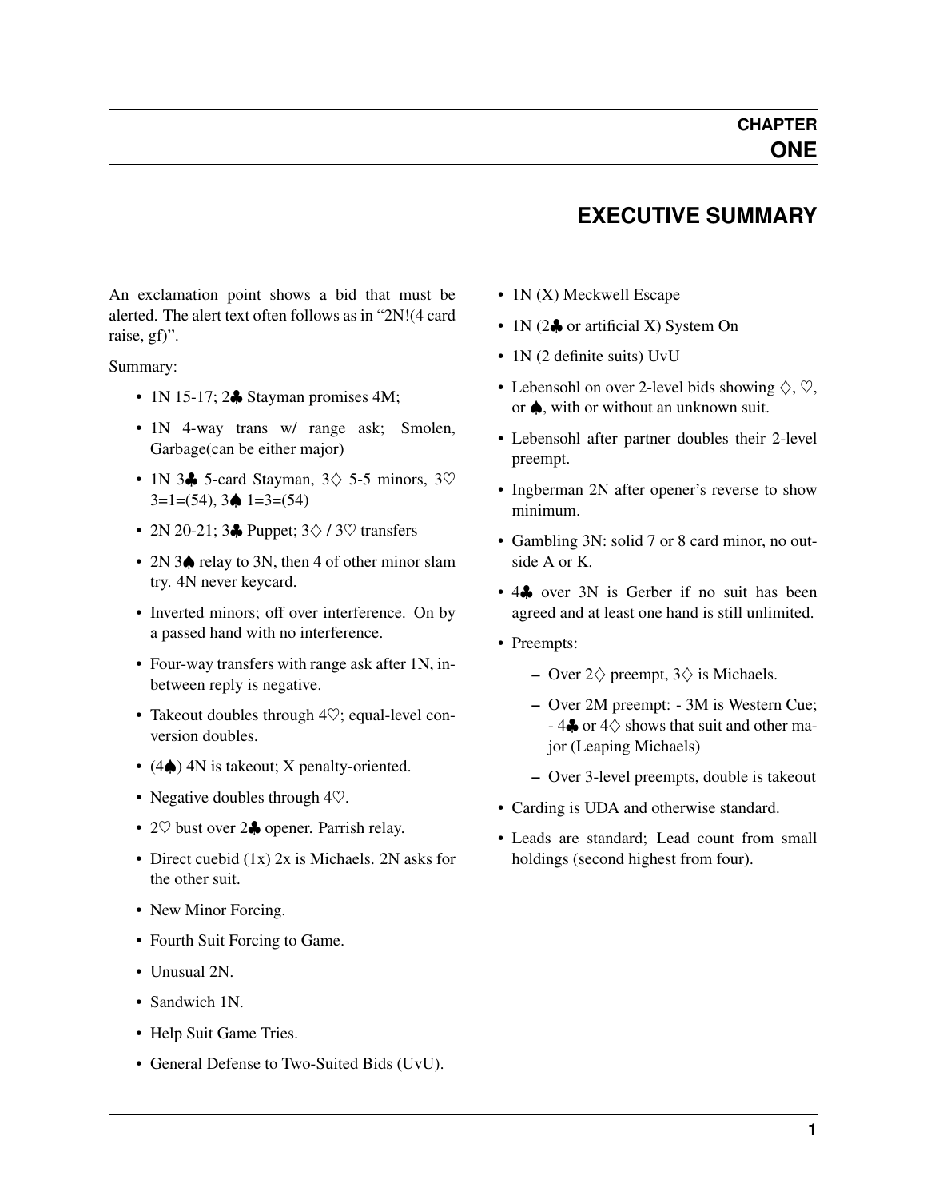# CHAPTER ONE

## EXECUTIVE SUMMARY

An exclamation point shows a bid that must be alerted. The alert text often follows as in "2N!(4 card raise, gf)".

Summary:

- 1N 15-17; 2♣ Stayman promises 4M;
- 1N 4-way trans w/ range ask; Smolen, Garbage(can be either major)
- 1N 3♣ 5-card Stayman, 3♢ 5-5 minors, 3♡ 3=1=(54), 3♠ 1=3=(54)
- 2N 20-21; 3♣ Puppet; 3♢ / 3♡ transfers
- 2N 3♠ relay to 3N, then 4 of other minor slam try. 4N never keycard.
- Inverted minors; off over interference. On by a passed hand with no interference.
- Four-way transfers with range ask after 1N, in-between reply is negative.
- Takeout doubles through 4♡; equal-level conversion doubles.
- (4♠) 4N is takeout; X penalty-oriented.
- Negative doubles through 4♡.
- 2♡ bust over 2♣ opener. Parrish relay.
- Direct cuebid (1x) 2x is Michaels. 2N asks for the other suit.
- New Minor Forcing.
- Fourth Suit Forcing to Game.
- Unusual 2N.
- Sandwich 1N.
- Help Suit Game Tries.
- General Defense to Two-Suited Bids (UvU).
- 1N (X) Meckwell Escape
- 1N (2♣ or artificial X) System On
- 1N (2 definite suits) UvU
- Lebensohl on over 2-level bids showing ♢, ♡, or ♠, with or without an unknown suit.
- Lebensohl after partner doubles their 2-level preempt.
- Ingberman 2N after opener's reverse to show minimum.
- Gambling 3N: solid 7 or 8 card minor, no outside A or K.
- 4♣ over 3N is Gerber if no suit has been agreed and at least one hand is still unlimited.
- Preempts:
  - Over 2♢ preempt, 3♢ is Michaels.
  - Over 2M preempt: - 3M is Western Cue; - 4♣ or 4♢ shows that suit and other major (Leaping Michaels)
  - Over 3-level preempts, double is takeout
- Carding is UDA and otherwise standard.
- Leads are standard; Lead count from small holdings (second highest from four).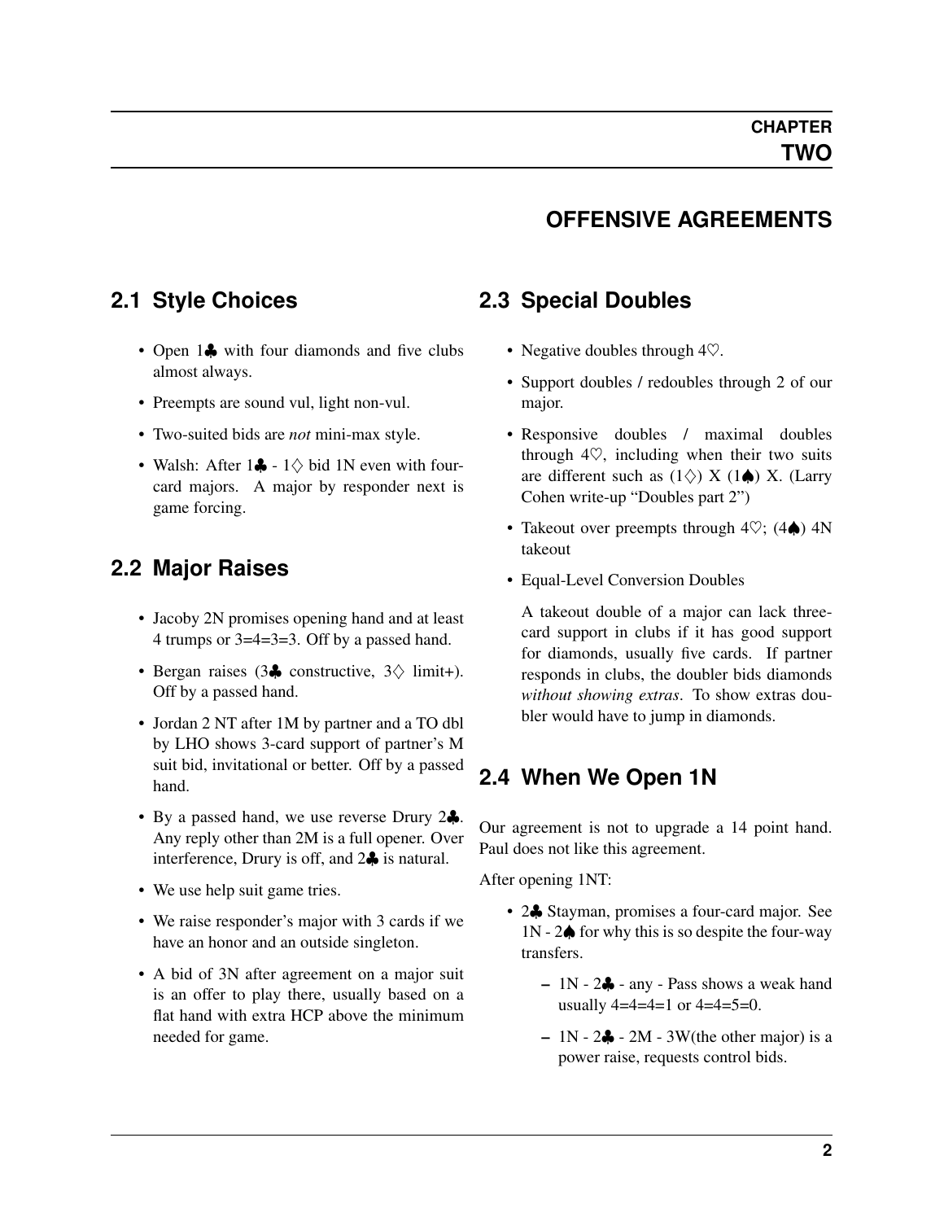# CHAPTER TWO

# OFFENSIVE AGREEMENTS

## 2.1 Style Choices

- Open 1♣ with four diamonds and five clubs almost always.
- Preempts are sound vul, light non-vul.
- Two-suited bids are *not* mini-max style.
- Walsh: After 1♣ - 1♢ bid 1N even with four-card majors. A major by responder next is game forcing.

## 2.2 Major Raises

- Jacoby 2N promises opening hand and at least 4 trumps or 3=4=3=3. Off by a passed hand.
- Bergan raises (3♣ constructive, 3♢ limit+). Off by a passed hand.
- Jordan 2 NT after 1M by partner and a TO dbl by LHO shows 3-card support of partner's M suit bid, invitational or better. Off by a passed hand.
- By a passed hand, we use reverse Drury 2♣. Any reply other than 2M is a full opener. Over interference, Drury is off, and 2♣ is natural.
- We use help suit game tries.
- We raise responder's major with 3 cards if we have an honor and an outside singleton.
- A bid of 3N after agreement on a major suit is an offer to play there, usually based on a flat hand with extra HCP above the minimum needed for game.

## 2.3 Special Doubles

- Negative doubles through 4♡.
- Support doubles / redoubles through 2 of our major.
- Responsive doubles / maximal doubles through 4♡, including when their two suits are different such as (1♢) X (1♠) X. (Larry Cohen write-up "Doubles part 2")
- Takeout over preempts through 4♡; (4♠) 4N takeout
- Equal-Level Conversion Doubles

  A takeout double of a major can lack three-card support in clubs if it has good support for diamonds, usually five cards. If partner responds in clubs, the doubler bids diamonds *without showing extras*. To show extras doubler would have to jump in diamonds.

## 2.4 When We Open 1N

Our agreement is not to upgrade a 14 point hand. Paul does not like this agreement.

After opening 1NT:

- 2♣ Stayman, promises a four-card major. See 1N - 2♠ for why this is so despite the four-way transfers.
  - 1N - 2♣ - any - Pass shows a weak hand usually 4=4=4=1 or 4=4=5=0.
  - 1N - 2♣ - 2M - 3W(the other major) is a power raise, requests control bids.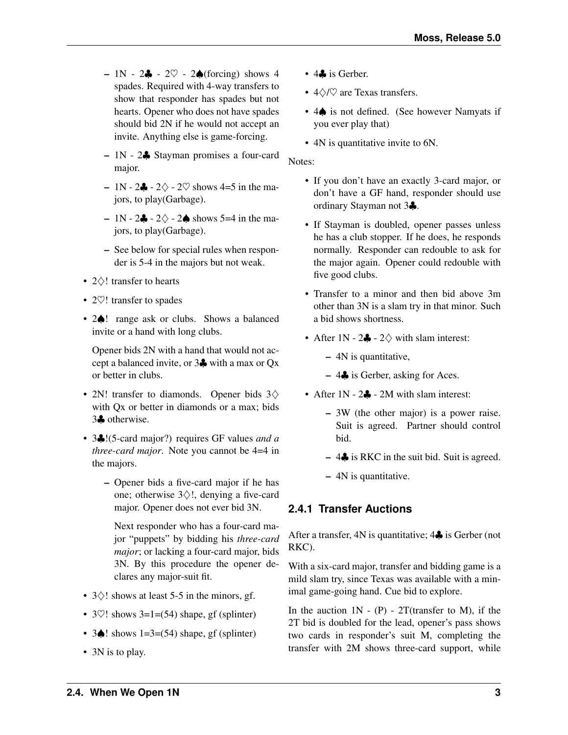- 1N - 2♣ - 2♡ - 2♠(forcing) shows 4 spades. Required with 4-way transfers to show that responder has spades but not hearts. Opener who does not have spades should bid 2N if he would not accept an invite. Anything else is game-forcing.
  - 1N - 2♣ Stayman promises a four-card major.
  - 1N - 2♣ - 2♢ - 2♡ shows 4=5 in the majors, to play(Garbage).
  - 1N - 2♣ - 2♢ - 2♠ shows 5=4 in the majors, to play(Garbage).
  - See below for special rules when responder is 5-4 in the majors but not weak.
- 2♢! transfer to hearts
- 2♡! transfer to spades
- 2♠! range ask or clubs. Shows a balanced invite or a hand with long clubs.

  Opener bids 2N with a hand that would not accept a balanced invite, or 3♣ with a max or Qx or better in clubs.
- 2N! transfer to diamonds. Opener bids 3♢ with Qx or better in diamonds or a max; bids 3♣ otherwise.
- 3♣!(5-card major?) requires GF values *and a three-card major*. Note you cannot be 4=4 in the majors.
  - Opener bids a five-card major if he has one; otherwise 3♢!, denying a five-card major. Opener does not ever bid 3N.

    Next responder who has a four-card major "puppets" by bidding his *three-card major*; or lacking a four-card major, bids 3N. By this procedure the opener declares any major-suit fit.
- 3♢! shows at least 5-5 in the minors, gf.
- 3♡! shows 3=1=(54) shape, gf (splinter)
- 3♠! shows 1=3=(54) shape, gf (splinter)
- 3N is to play.
- 4♣ is Gerber.
- 4♢/♡ are Texas transfers.
- 4♠ is not defined. (See however Namyats if you ever play that)
- 4N is quantitative invite to 6N.

Notes:

- If you don't have an exactly 3-card major, or don't have a GF hand, responder should use ordinary Stayman not 3♣.
- If Stayman is doubled, opener passes unless he has a club stopper. If he does, he responds normally. Responder can redouble to ask for the major again. Opener could redouble with five good clubs.
- Transfer to a minor and then bid above 3m other than 3N is a slam try in that minor. Such a bid shows shortness.
- After 1N - 2♣ - 2♢ with slam interest:
  - 4N is quantitative,
  - 4♣ is Gerber, asking for Aces.
- After 1N - 2♣ - 2M with slam interest:
  - 3W (the other major) is a power raise. Suit is agreed. Partner should control bid.
  - 4♣ is RKC in the suit bid. Suit is agreed.
  - 4N is quantitative.

### 2.4.1 Transfer Auctions

After a transfer, 4N is quantitative; 4♣ is Gerber (not RKC).

With a six-card major, transfer and bidding game is a mild slam try, since Texas was available with a minimal game-going hand. Cue bid to explore.

In the auction 1N - (P) - 2T(transfer to M), if the 2T bid is doubled for the lead, opener's pass shows two cards in responder's suit M, completing the transfer with 2M shows three-card support, while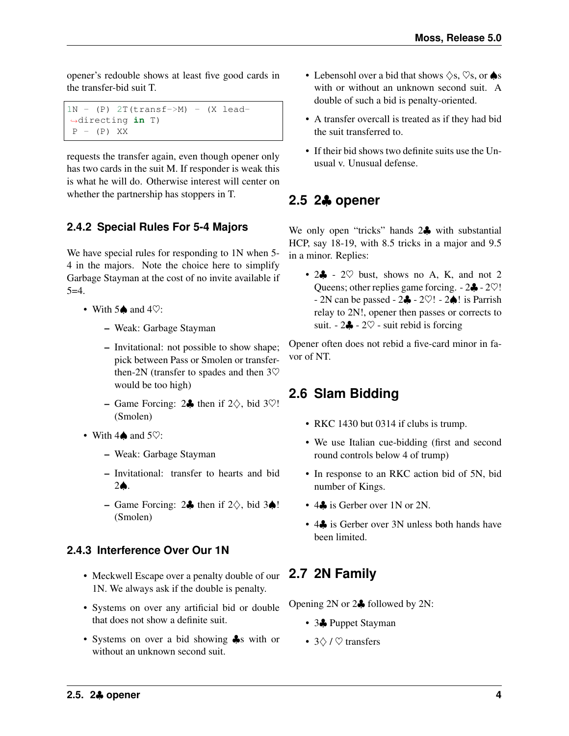opener's redouble shows at least five good cards in the transfer-bid suit T.

```
1N - (P) 2T(transf->M) - (X lead-directing in T)
 P - (P) XX
```

requests the transfer again, even though opener only has two cards in the suit M. If responder is weak this is what he will do. Otherwise interest will center on whether the partnership has stoppers in T.

### 2.4.2 Special Rules For 5-4 Majors

We have special rules for responding to 1N when 5-4 in the majors. Note the choice here to simplify Garbage Stayman at the cost of no invite available if 5=4.

- With 5♠ and 4♡:
  - Weak: Garbage Stayman
  - Invitational: not possible to show shape; pick between Pass or Smolen or transfer-then-2N (transfer to spades and then 3♡ would be too high)
  - Game Forcing: 2♣ then if 2♢, bid 3♡! (Smolen)
- With 4♠ and 5♡:
  - Weak: Garbage Stayman
  - Invitational: transfer to hearts and bid 2♠.
  - Game Forcing: 2♣ then if 2♢, bid 3♠! (Smolen)

### 2.4.3 Interference Over Our 1N

- Meckwell Escape over a penalty double of our 1N. We always ask if the double is penalty.
- Systems on over any artificial bid or double that does not show a definite suit.
- Systems on over a bid showing ♣s with or without an unknown second suit.
- Lebensohl over a bid that shows ♢s, ♡s, or ♠s with or without an unknown second suit. A double of such a bid is penalty-oriented.
- A transfer overcall is treated as if they had bid the suit transferred to.
- If their bid shows two definite suits use the Unusual v. Unusual defense.

## 2.5 2♣ opener

We only open "tricks" hands 2♣ with substantial HCP, say 18-19, with 8.5 tricks in a major and 9.5 in a minor. Replies:

- 2♣ - 2♡ bust, shows no A, K, and not 2 Queens; other replies game forcing. - 2♣ - 2♡! - 2N can be passed - 2♣ - 2♡! - 2♠! is Parrish relay to 2N!, opener then passes or corrects to suit. - 2♣ - 2♡ - suit rebid is forcing

Opener often does not rebid a five-card minor in favor of NT.

## 2.6 Slam Bidding

- RKC 1430 but 0314 if clubs is trump.
- We use Italian cue-bidding (first and second round controls below 4 of trump)
- In response to an RKC action bid of 5N, bid number of Kings.
- 4♣ is Gerber over 1N or 2N.
- 4♣ is Gerber over 3N unless both hands have been limited.

## 2.7 2N Family

Opening 2N or 2♣ followed by 2N:

- 3♣ Puppet Stayman
- 3♢ / ♡ transfers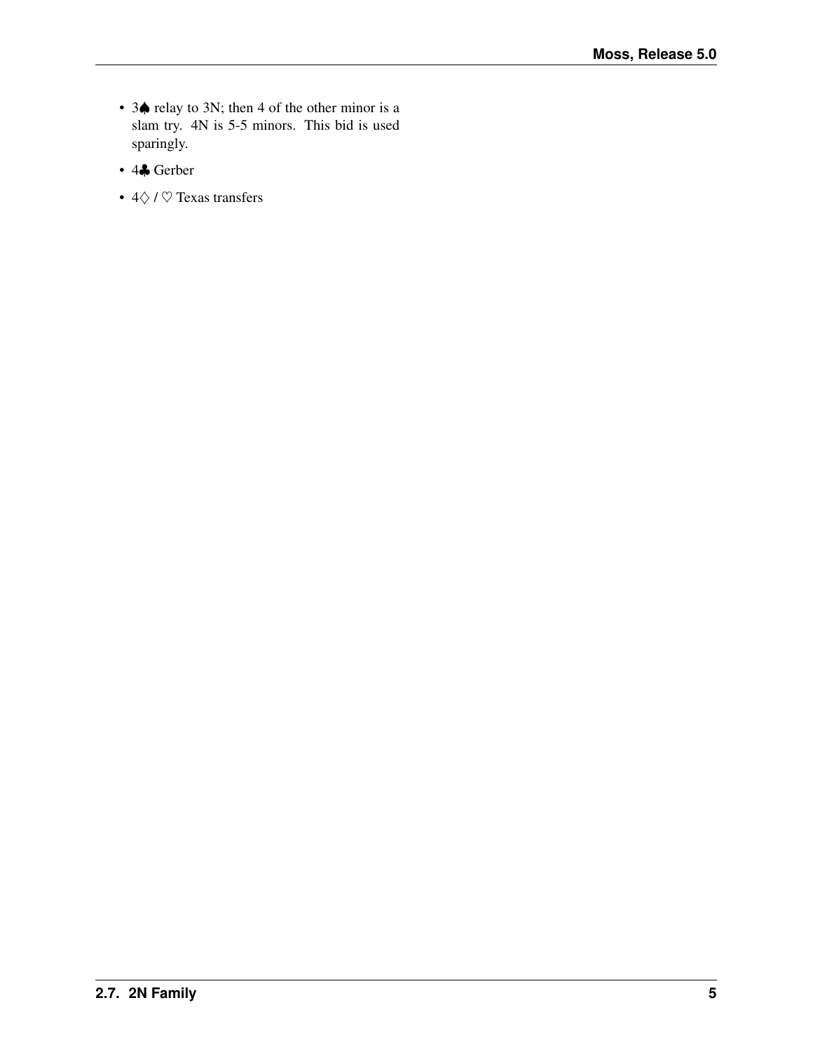- 3♠ relay to 3N; then 4 of the other minor is a slam try. 4N is 5-5 minors. This bid is used sparingly.
- 4♣ Gerber
- 4♢ / ♡ Texas transfers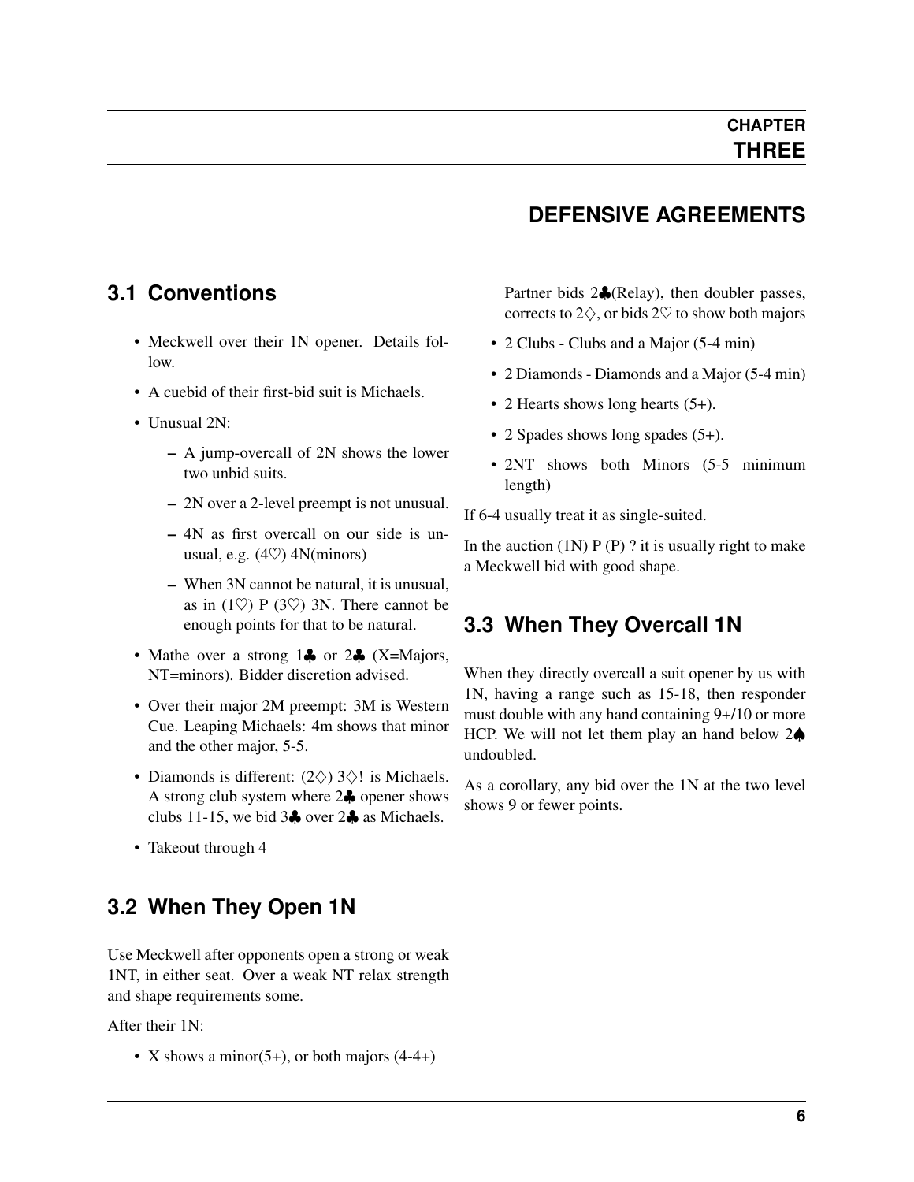# CHAPTER THREE

# DEFENSIVE AGREEMENTS

## 3.1 Conventions

- Meckwell over their 1N opener. Details follow.
- A cuebid of their first-bid suit is Michaels.
- Unusual 2N:
  - A jump-overcall of 2N shows the lower two unbid suits.
  - 2N over a 2-level preempt is not unusual.
  - 4N as first overcall on our side is unusual, e.g. (4♡) 4N(minors)
  - When 3N cannot be natural, it is unusual, as in (1♡) P (3♡) 3N. There cannot be enough points for that to be natural.
- Mathe over a strong 1♣ or 2♣ (X=Majors, NT=minors). Bidder discretion advised.
- Over their major 2M preempt: 3M is Western Cue. Leaping Michaels: 4m shows that minor and the other major, 5-5.
- Diamonds is different: (2♢) 3♢! is Michaels. A strong club system where 2♣ opener shows clubs 11-15, we bid 3♣ over 2♣ as Michaels.
- Takeout through 4

## 3.2 When They Open 1N

Use Meckwell after opponents open a strong or weak 1NT, in either seat. Over a weak NT relax strength and shape requirements some.

After their 1N:

- X shows a minor(5+), or both majors (4-4+)

  Partner bids 2♣(Relay), then doubler passes, corrects to 2♢, or bids 2♡ to show both majors
- 2 Clubs - Clubs and a Major (5-4 min)
- 2 Diamonds - Diamonds and a Major (5-4 min)
- 2 Hearts shows long hearts (5+).
- 2 Spades shows long spades (5+).
- 2NT shows both Minors (5-5 minimum length)

If 6-4 usually treat it as single-suited.

In the auction (1N) P (P) ? it is usually right to make a Meckwell bid with good shape.

## 3.3 When They Overcall 1N

When they directly overcall a suit opener by us with 1N, having a range such as 15-18, then responder must double with any hand containing 9+/10 or more HCP. We will not let them play an hand below 2♠ undoubled.

As a corollary, any bid over the 1N at the two level shows 9 or fewer points.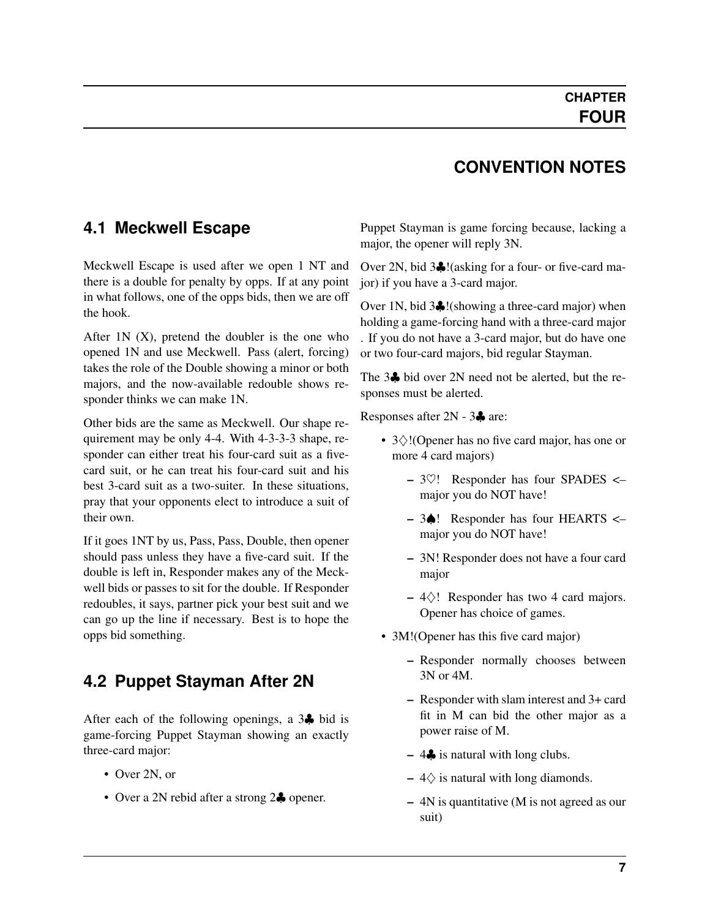# CHAPTER FOUR

# CONVENTION NOTES

## 4.1 Meckwell Escape

Meckwell Escape is used after we open 1 NT and there is a double for penalty by opps. If at any point in what follows, one of the opps bids, then we are off the hook.

After 1N (X), pretend the doubler is the one who opened 1N and use Meckwell. Pass (alert, forcing) takes the role of the Double showing a minor or both majors, and the now-available redouble shows responder thinks we can make 1N.

Other bids are the same as Meckwell. Our shape requirement may be only 4-4. With 4-3-3-3 shape, responder can either treat his four-card suit as a five-card suit, or he can treat his four-card suit and his best 3-card suit as a two-suiter. In these situations, pray that your opponents elect to introduce a suit of their own.

If it goes 1NT by us, Pass, Pass, Double, then opener should pass unless they have a five-card suit. If the double is left in, Responder makes any of the Meckwell bids or passes to sit for the double. If Responder redoubles, it says, partner pick your best suit and we can go up the line if necessary. Best is to hope the opps bid something.

## 4.2 Puppet Stayman After 2N

After each of the following openings, a 3♣ bid is game-forcing Puppet Stayman showing an exactly three-card major:

- Over 2N, or
- Over a 2N rebid after a strong 2♣ opener.

Puppet Stayman is game forcing because, lacking a major, the opener will reply 3N.

Over 2N, bid 3♣!(asking for a four- or five-card major) if you have a 3-card major.

Over 1N, bid 3♣!(showing a three-card major) when holding a game-forcing hand with a three-card major . If you do not have a 3-card major, but do have one or two four-card majors, bid regular Stayman.

The 3♣ bid over 2N need not be alerted, but the responses must be alerted.

Responses after 2N - 3♣ are:

- 3♢!(Opener has no five card major, has one or more 4 card majors)
  - 3♡! Responder has four SPADES <– major you do NOT have!
  - 3♠! Responder has four HEARTS <– major you do NOT have!
  - 3N! Responder does not have a four card major
  - 4♢! Responder has two 4 card majors. Opener has choice of games.
- 3M!(Opener has this five card major)
  - Responder normally chooses between 3N or 4M.
  - Responder with slam interest and 3+ card fit in M can bid the other major as a power raise of M.
  - 4♣ is natural with long clubs.
  - 4♢ is natural with long diamonds.
  - 4N is quantitative (M is not agreed as our suit)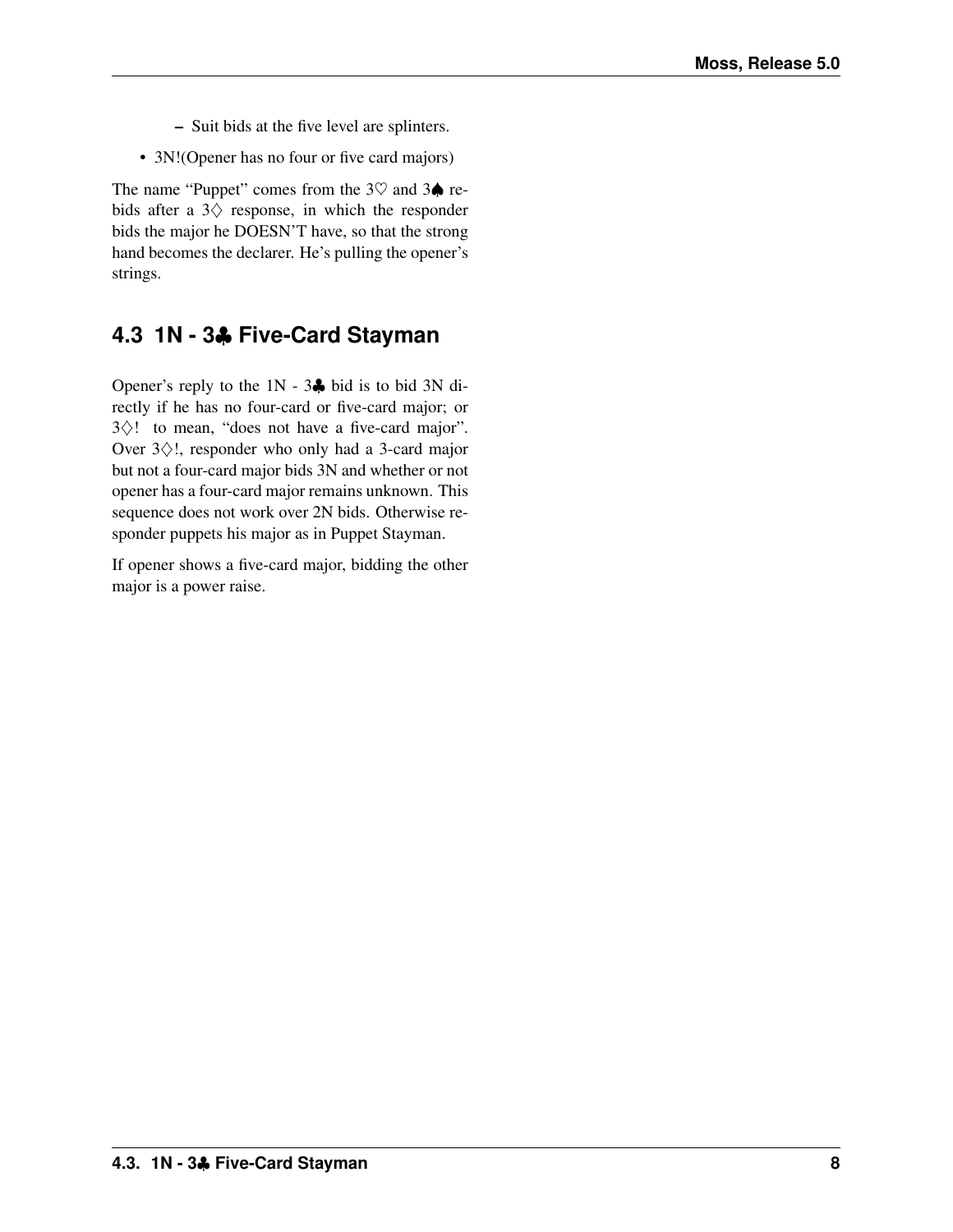- Suit bids at the five level are splinters.
- 3N!(Opener has no four or five card majors)

The name "Puppet" comes from the 3♡ and 3♠ rebids after a 3♢ response, in which the responder bids the major he DOESN'T have, so that the strong hand becomes the declarer. He's pulling the opener's strings.

## 4.3 1N - 3♣ Five-Card Stayman

Opener's reply to the 1N - 3♣ bid is to bid 3N directly if he has no four-card or five-card major; or 3♢! to mean, "does not have a five-card major". Over 3♢!, responder who only had a 3-card major but not a four-card major bids 3N and whether or not opener has a four-card major remains unknown. This sequence does not work over 2N bids. Otherwise responder puppets his major as in Puppet Stayman.

If opener shows a five-card major, bidding the other major is a power raise.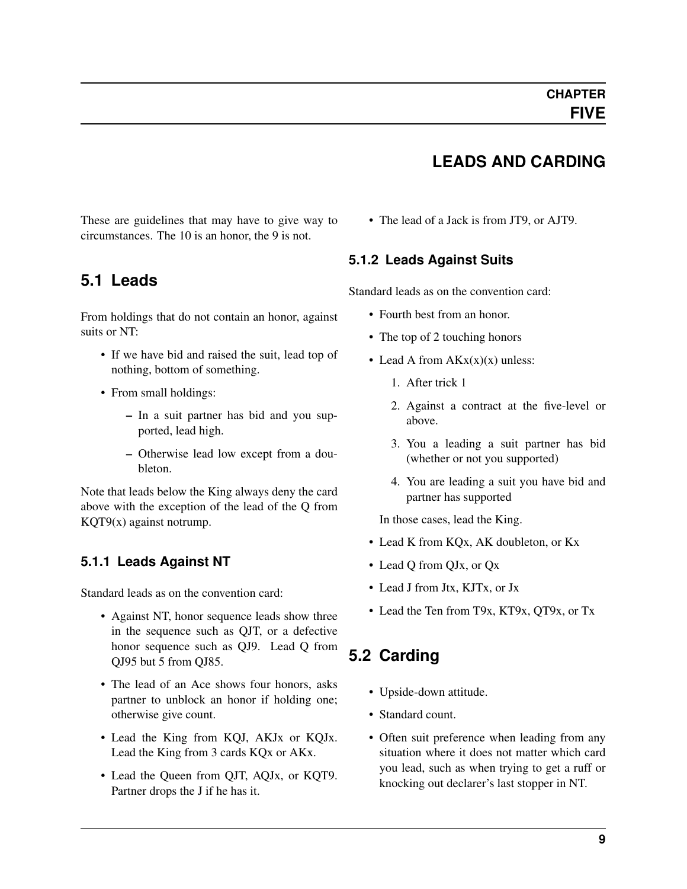# CHAPTER FIVE

# LEADS AND CARDING

These are guidelines that may have to give way to circumstances. The 10 is an honor, the 9 is not.

## 5.1 Leads

From holdings that do not contain an honor, against suits or NT:

- If we have bid and raised the suit, lead top of nothing, bottom of something.
- From small holdings:
  - In a suit partner has bid and you supported, lead high.
  - Otherwise lead low except from a doubleton.

Note that leads below the King always deny the card above with the exception of the lead of the Q from KQT9(x) against notrump.

### 5.1.1 Leads Against NT

Standard leads as on the convention card:

- Against NT, honor sequence leads show three in the sequence such as QJT, or a defective honor sequence such as QJ9. Lead Q from QJ95 but 5 from QJ85.
- The lead of an Ace shows four honors, asks partner to unblock an honor if holding one; otherwise give count.
- Lead the King from KQJ, AKJx or KQJx. Lead the King from 3 cards KQx or AKx.
- Lead the Queen from QJT, AQJx, or KQT9. Partner drops the J if he has it.
- The lead of a Jack is from JT9, or AJT9.

### 5.1.2 Leads Against Suits

Standard leads as on the convention card:

- Fourth best from an honor.
- The top of 2 touching honors
- Lead A from AKx(x)(x) unless:
  1. After trick 1
  2. Against a contract at the five-level or above.
  3. You a leading a suit partner has bid (whether or not you supported)
  4. You are leading a suit you have bid and partner has supported

  In those cases, lead the King.
- Lead K from KQx, AK doubleton, or Kx
- Lead Q from QJx, or Qx
- Lead J from Jtx, KJTx, or Jx
- Lead the Ten from T9x, KT9x, QT9x, or Tx

## 5.2 Carding

- Upside-down attitude.
- Standard count.
- Often suit preference when leading from any situation where it does not matter which card you lead, such as when trying to get a ruff or knocking out declarer's last stopper in NT.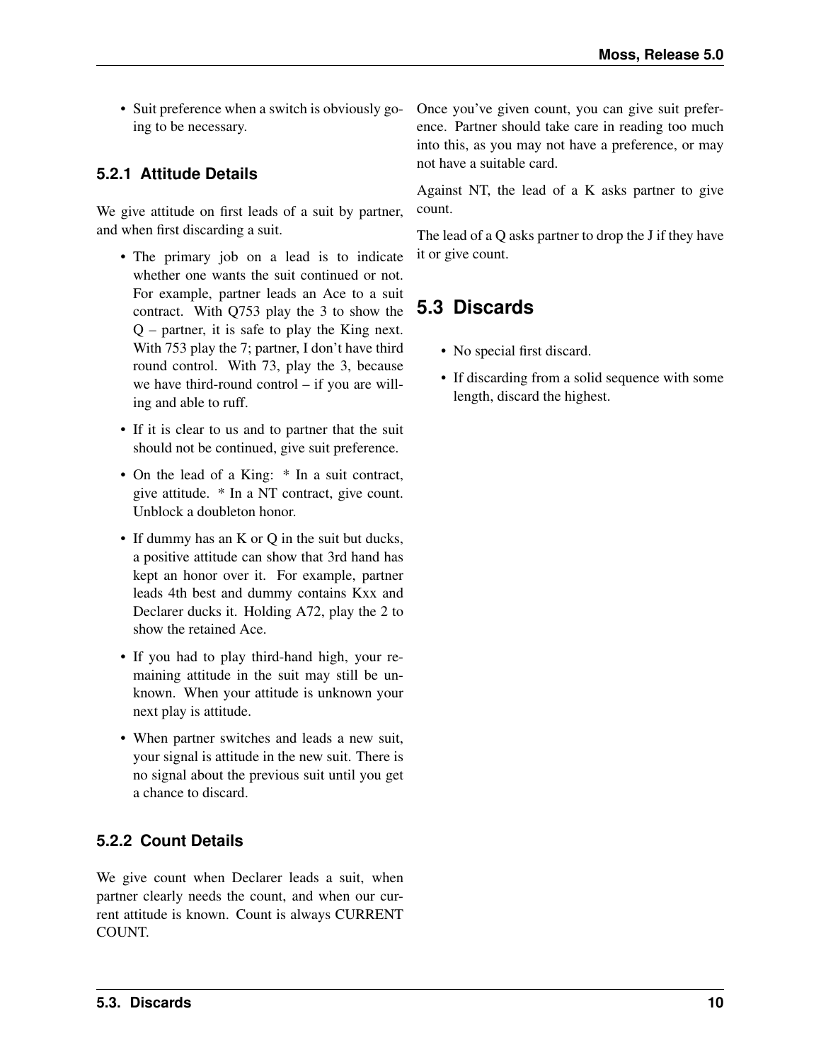- Suit preference when a switch is obviously going to be necessary.

### 5.2.1 Attitude Details

We give attitude on first leads of a suit by partner, and when first discarding a suit.

- The primary job on a lead is to indicate whether one wants the suit continued or not. For example, partner leads an Ace to a suit contract. With Q753 play the 3 to show the Q – partner, it is safe to play the King next. With 753 play the 7; partner, I don't have third round control. With 73, play the 3, because we have third-round control – if you are willing and able to ruff.
- If it is clear to us and to partner that the suit should not be continued, give suit preference.
- On the lead of a King: * In a suit contract, give attitude. * In a NT contract, give count. Unblock a doubleton honor.
- If dummy has an K or Q in the suit but ducks, a positive attitude can show that 3rd hand has kept an honor over it. For example, partner leads 4th best and dummy contains Kxx and Declarer ducks it. Holding A72, play the 2 to show the retained Ace.
- If you had to play third-hand high, your remaining attitude in the suit may still be unknown. When your attitude is unknown your next play is attitude.
- When partner switches and leads a new suit, your signal is attitude in the new suit. There is no signal about the previous suit until you get a chance to discard.

### 5.2.2 Count Details

We give count when Declarer leads a suit, when partner clearly needs the count, and when our current attitude is known. Count is always CURRENT COUNT.

Once you've given count, you can give suit preference. Partner should take care in reading too much into this, as you may not have a preference, or may not have a suitable card.

Against NT, the lead of a K asks partner to give count.

The lead of a Q asks partner to drop the J if they have it or give count.

## 5.3 Discards

- No special first discard.
- If discarding from a solid sequence with some length, discard the highest.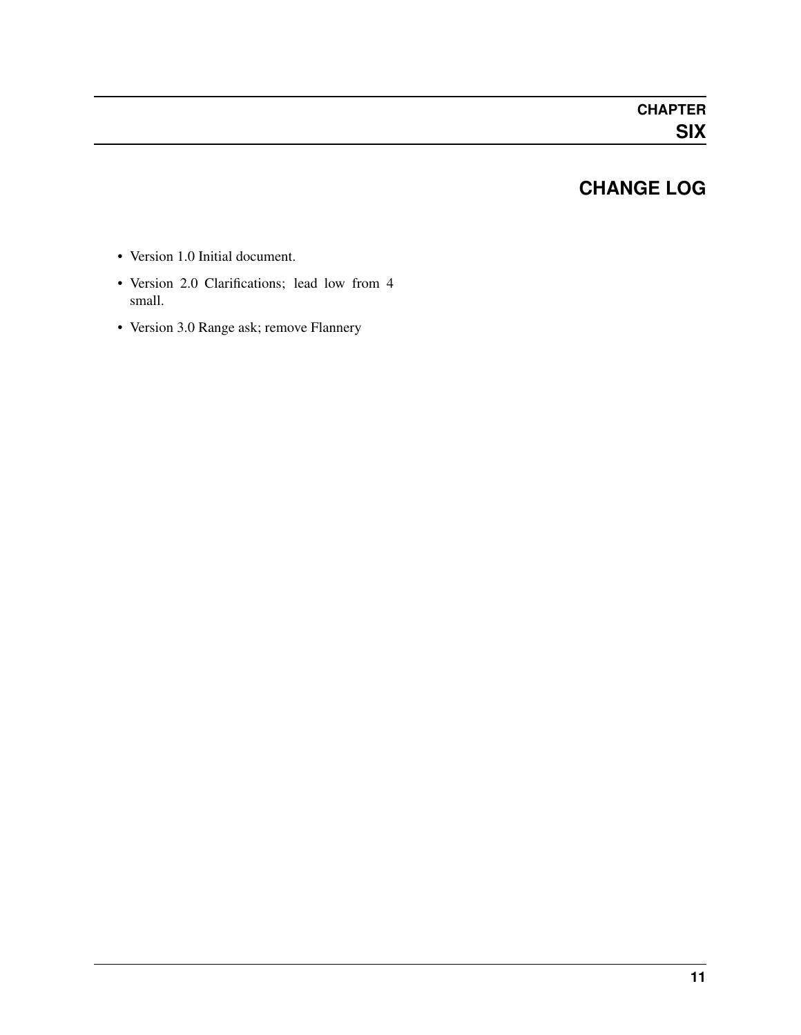# CHAPTER SIX

# CHANGE LOG

- Version 1.0 Initial document.
- Version 2.0 Clarifications; lead low from 4 small.
- Version 3.0 Range ask; remove Flannery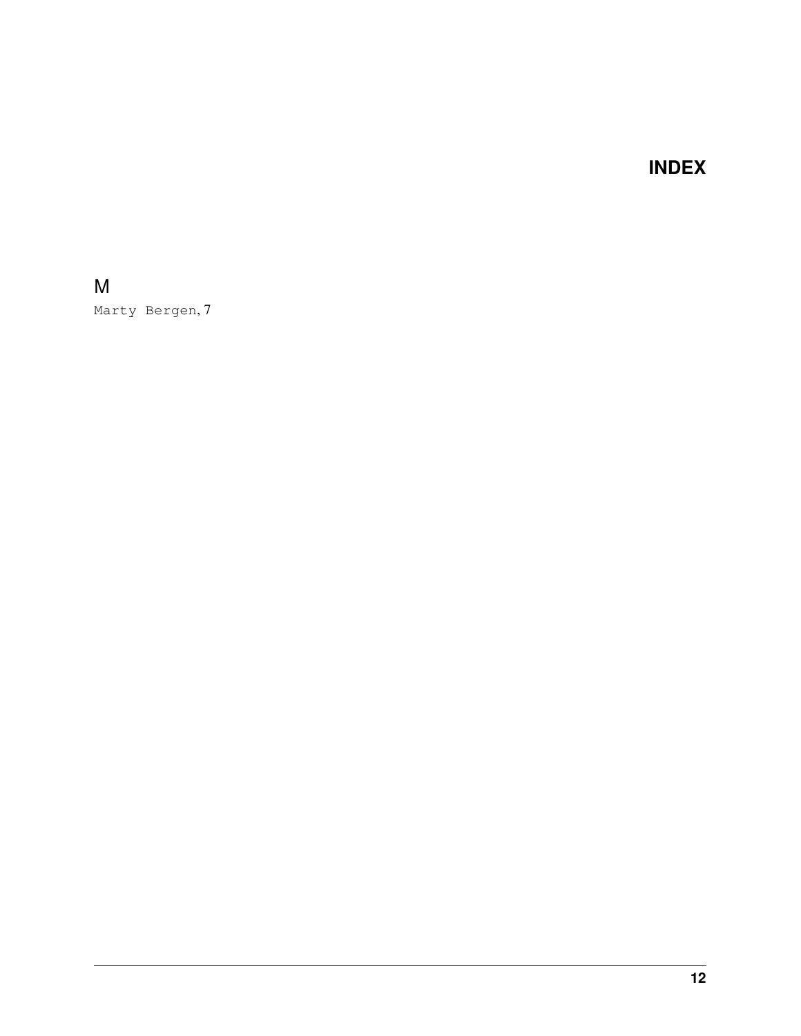# INDEX

## M

`Marty Bergen`, 7